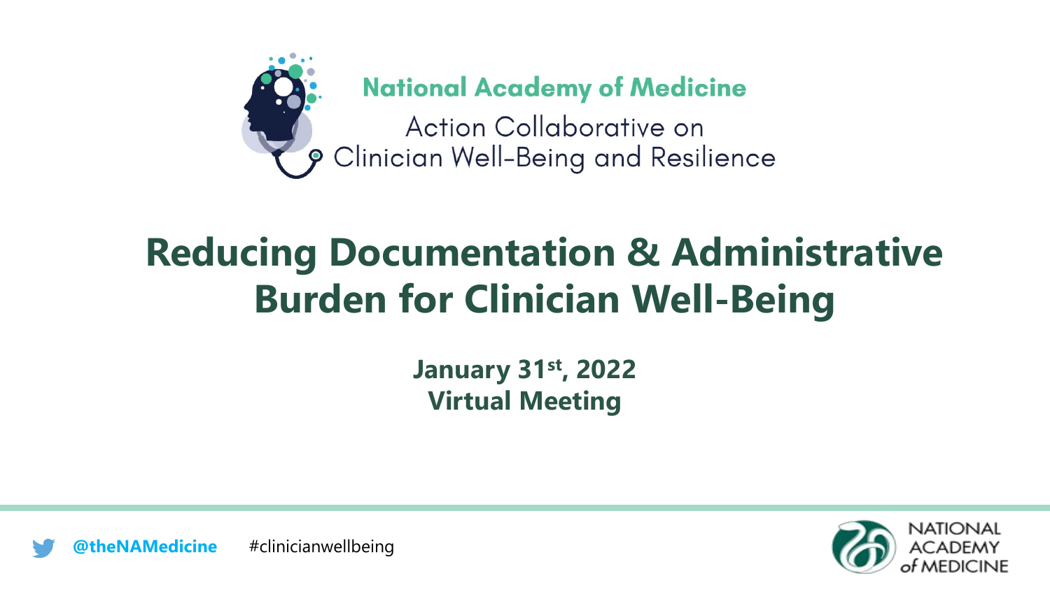National Academy of Medicine

Action Collaborative on Clinician Well-Being and Resilience

# Reducing Documentation & Administrative Burden for Clinician Well-Being

**January 31st, 2022**
**Virtual Meeting**

@theNAMedicine #clinicianwellbeing

NATIONAL ACADEMY of MEDICINE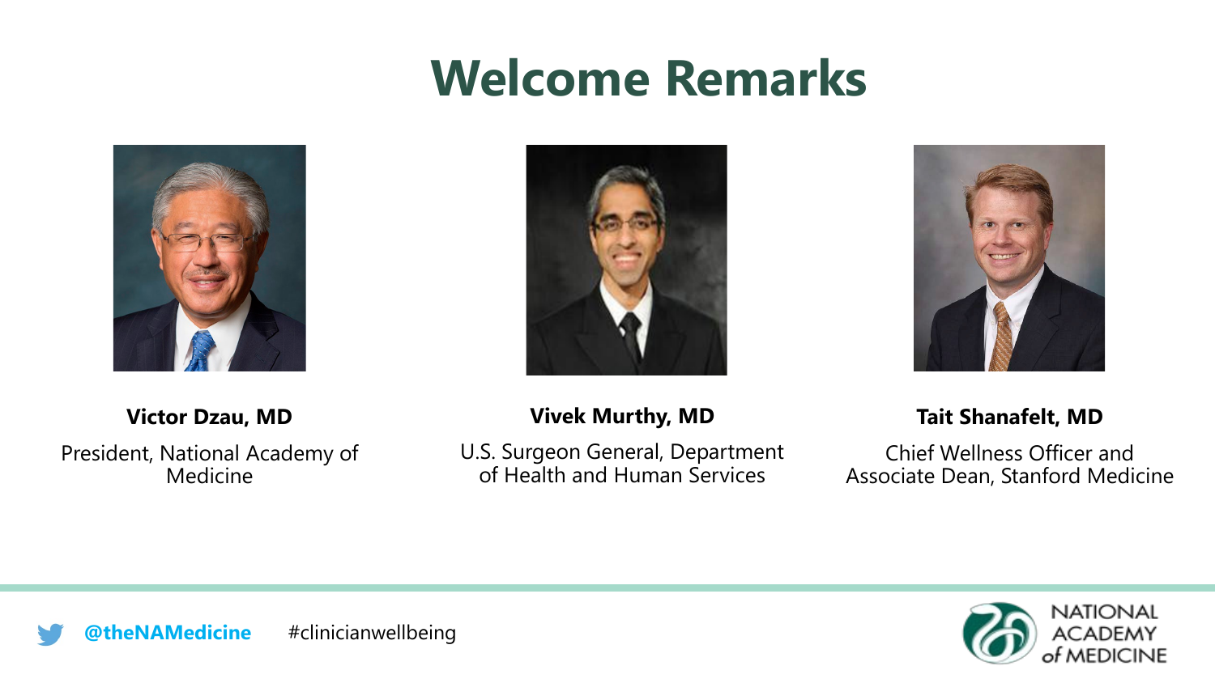# Welcome Remarks

**Victor Dzau, MD**

President, National Academy of Medicine

**Vivek Murthy, MD**

U.S. Surgeon General, Department of Health and Human Services

**Tait Shanafelt, MD**

Chief Wellness Officer and Associate Dean, Stanford Medicine

@theNAMedicine #clinicianwellbeing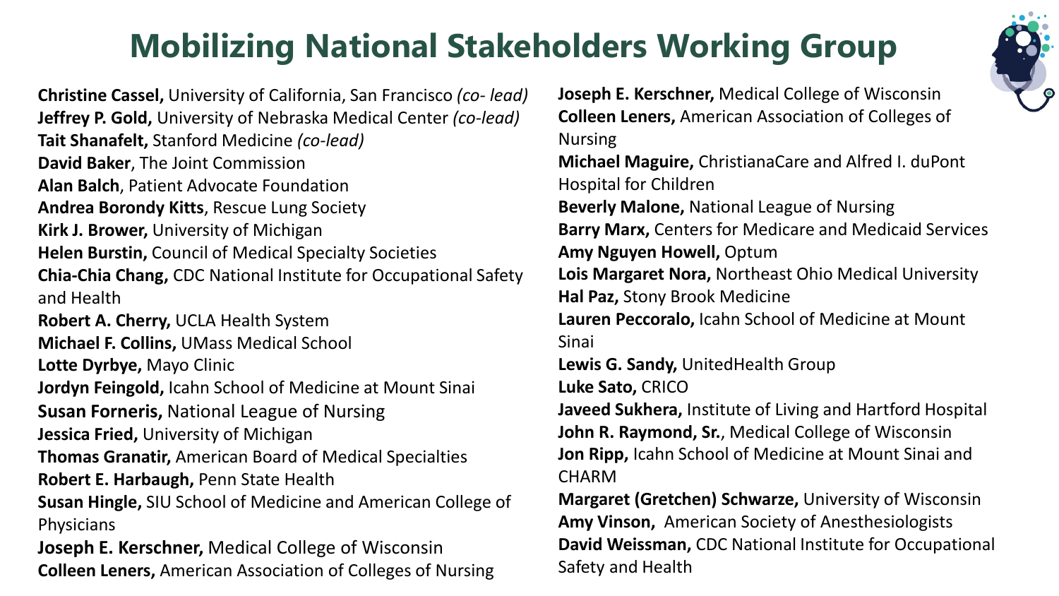# Mobilizing National Stakeholders Working Group

**Christine Cassel,** University of California, San Francisco *(co- lead)*
**Jeffrey P. Gold,** University of Nebraska Medical Center *(co-lead)*
**Tait Shanafelt,** Stanford Medicine *(co-lead)*
**David Baker**, The Joint Commission
**Alan Balch**, Patient Advocate Foundation
**Andrea Borondy Kitts**, Rescue Lung Society
**Kirk J. Brower,** University of Michigan
**Helen Burstin,** Council of Medical Specialty Societies
**Chia-Chia Chang,** CDC National Institute for Occupational Safety and Health
**Robert A. Cherry,** UCLA Health System
**Michael F. Collins,** UMass Medical School
**Lotte Dyrbye,** Mayo Clinic
**Jordyn Feingold,** Icahn School of Medicine at Mount Sinai
**Susan Forneris,** National League of Nursing
**Jessica Fried,** University of Michigan
**Thomas Granatir,** American Board of Medical Specialties
**Robert E. Harbaugh,** Penn State Health
**Susan Hingle,** SIU School of Medicine and American College of Physicians
**Joseph E. Kerschner,** Medical College of Wisconsin
**Colleen Leners,** American Association of Colleges of Nursing

**Joseph E. Kerschner,** Medical College of Wisconsin
**Colleen Leners,** American Association of Colleges of Nursing
**Michael Maguire,** ChristianaCare and Alfred I. duPont Hospital for Children
**Beverly Malone,** National League of Nursing
**Barry Marx,** Centers for Medicare and Medicaid Services
**Amy Nguyen Howell,** Optum
**Lois Margaret Nora,** Northeast Ohio Medical University
**Hal Paz,** Stony Brook Medicine
**Lauren Peccoralo,** Icahn School of Medicine at Mount Sinai
**Lewis G. Sandy,** UnitedHealth Group
**Luke Sato,** CRICO
**Javeed Sukhera,** Institute of Living and Hartford Hospital
**John R. Raymond, Sr.**, Medical College of Wisconsin
**Jon Ripp,** Icahn School of Medicine at Mount Sinai and CHARM
**Margaret (Gretchen) Schwarze,** University of Wisconsin
**Amy Vinson,** American Society of Anesthesiologists
**David Weissman,** CDC National Institute for Occupational Safety and Health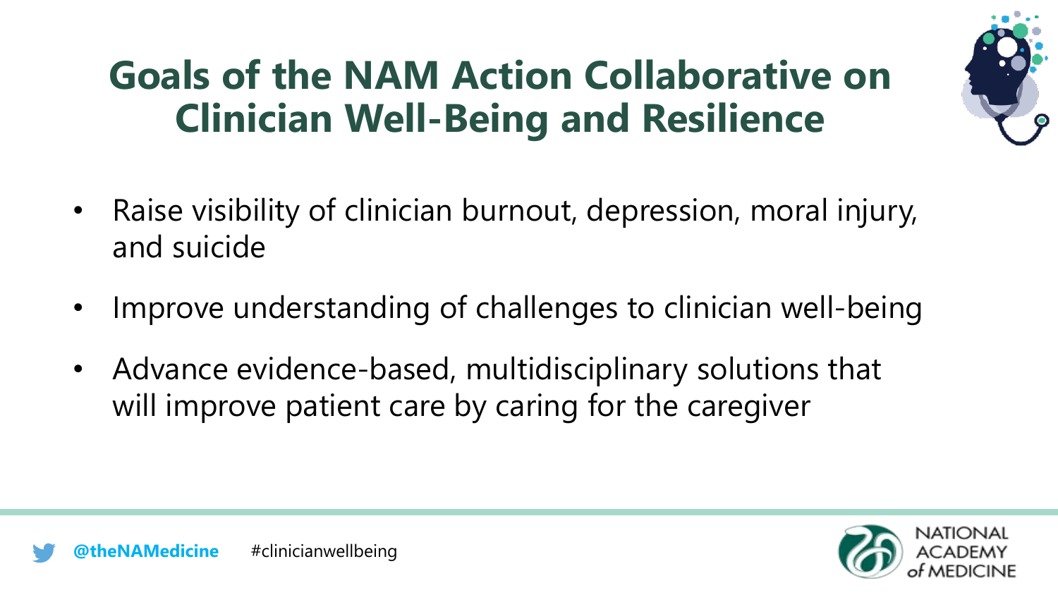# Goals of the NAM Action Collaborative on Clinician Well-Being and Resilience

- Raise visibility of clinician burnout, depression, moral injury, and suicide
- Improve understanding of challenges to clinician well-being
- Advance evidence-based, multidisciplinary solutions that will improve patient care by caring for the caregiver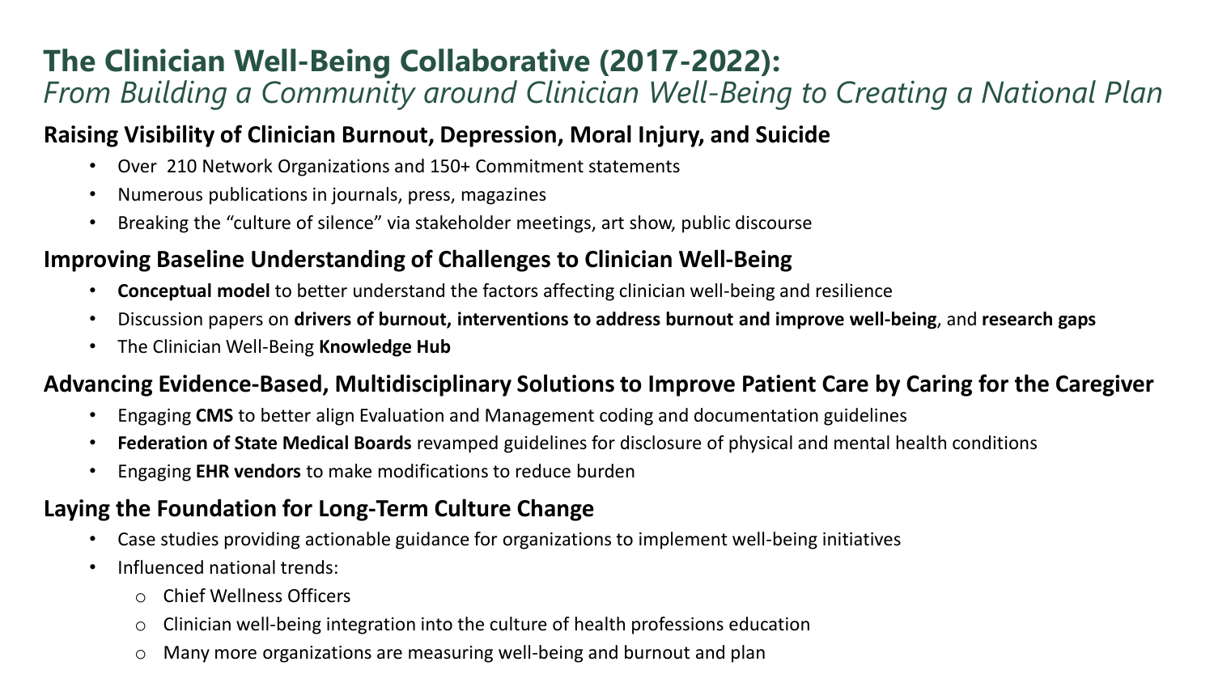# The Clinician Well-Being Collaborative (2017-2022):

*From Building a Community around Clinician Well-Being to Creating a National Plan*

## Raising Visibility of Clinician Burnout, Depression, Moral Injury, and Suicide

- Over 210 Network Organizations and 150+ Commitment statements
- Numerous publications in journals, press, magazines
- Breaking the "culture of silence" via stakeholder meetings, art show, public discourse

## Improving Baseline Understanding of Challenges to Clinician Well-Being

- **Conceptual model** to better understand the factors affecting clinician well-being and resilience
- Discussion papers on **drivers of burnout, interventions to address burnout and improve well-being**, and **research gaps**
- The Clinician Well-Being **Knowledge Hub**

## Advancing Evidence-Based, Multidisciplinary Solutions to Improve Patient Care by Caring for the Caregiver

- Engaging **CMS** to better align Evaluation and Management coding and documentation guidelines
- **Federation of State Medical Boards** revamped guidelines for disclosure of physical and mental health conditions
- Engaging **EHR vendors** to make modifications to reduce burden

## Laying the Foundation for Long-Term Culture Change

- Case studies providing actionable guidance for organizations to implement well-being initiatives
- Influenced national trends:
  - Chief Wellness Officers
  - Clinician well-being integration into the culture of health professions education
  - Many more organizations are measuring well-being and burnout and plan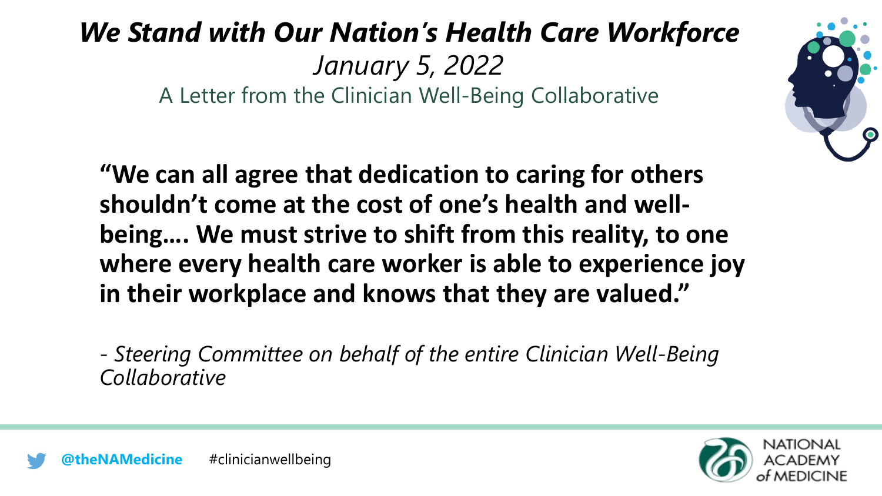# *We Stand with Our Nation's Health Care Workforce*

*January 5, 2022*

A Letter from the Clinician Well-Being Collaborative

**"We can all agree that dedication to caring for others shouldn't come at the cost of one's health and well-being…. We must strive to shift from this reality, to one where every health care worker is able to experience joy in their workplace and knows that they are valued."**

*- Steering Committee on behalf of the entire Clinician Well-Being Collaborative*

**@theNAMedicine** #clinicianwellbeing

NATIONAL ACADEMY of MEDICINE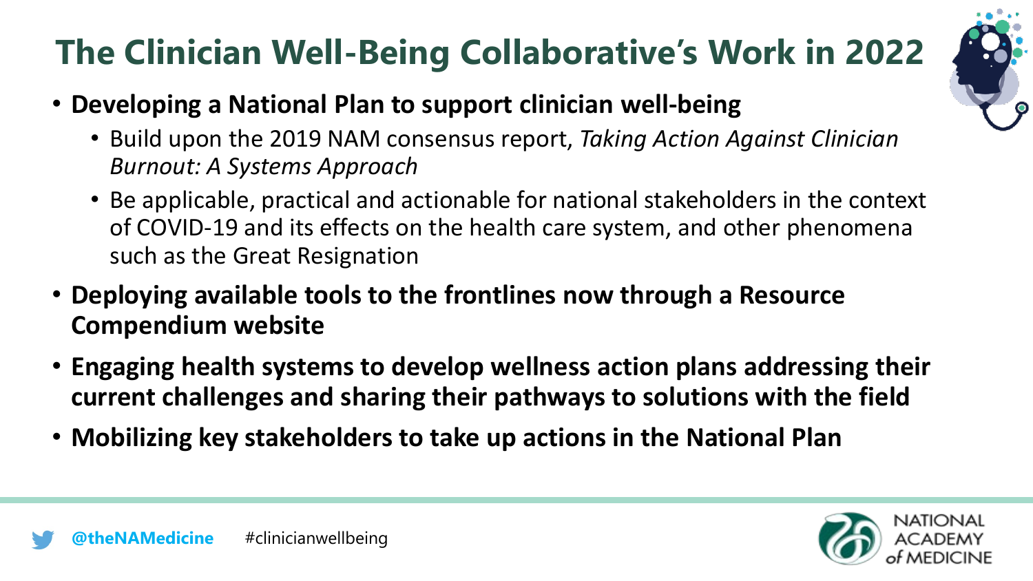# The Clinician Well-Being Collaborative's Work in 2022

- **Developing a National Plan to support clinician well-being**
  - Build upon the 2019 NAM consensus report, *Taking Action Against Clinician Burnout: A Systems Approach*
  - Be applicable, practical and actionable for national stakeholders in the context of COVID-19 and its effects on the health care system, and other phenomena such as the Great Resignation
- **Deploying available tools to the frontlines now through a Resource Compendium website**
- **Engaging health systems to develop wellness action plans addressing their current challenges and sharing their pathways to solutions with the field**
- **Mobilizing key stakeholders to take up actions in the National Plan**

@theNAMedicine #clinicianwellbeing

NATIONAL ACADEMY of MEDICINE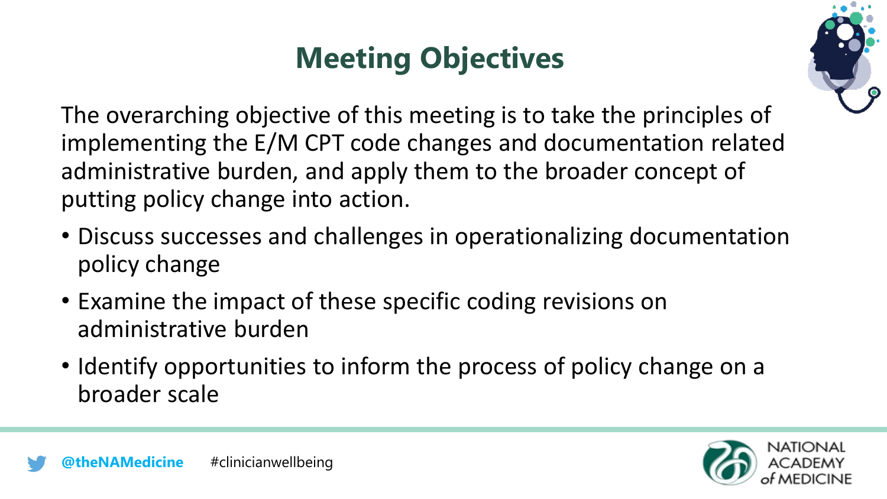# Meeting Objectives

The overarching objective of this meeting is to take the principles of implementing the E/M CPT code changes and documentation related administrative burden, and apply them to the broader concept of putting policy change into action.

- Discuss successes and challenges in operationalizing documentation policy change
- Examine the impact of these specific coding revisions on administrative burden
- Identify opportunities to inform the process of policy change on a broader scale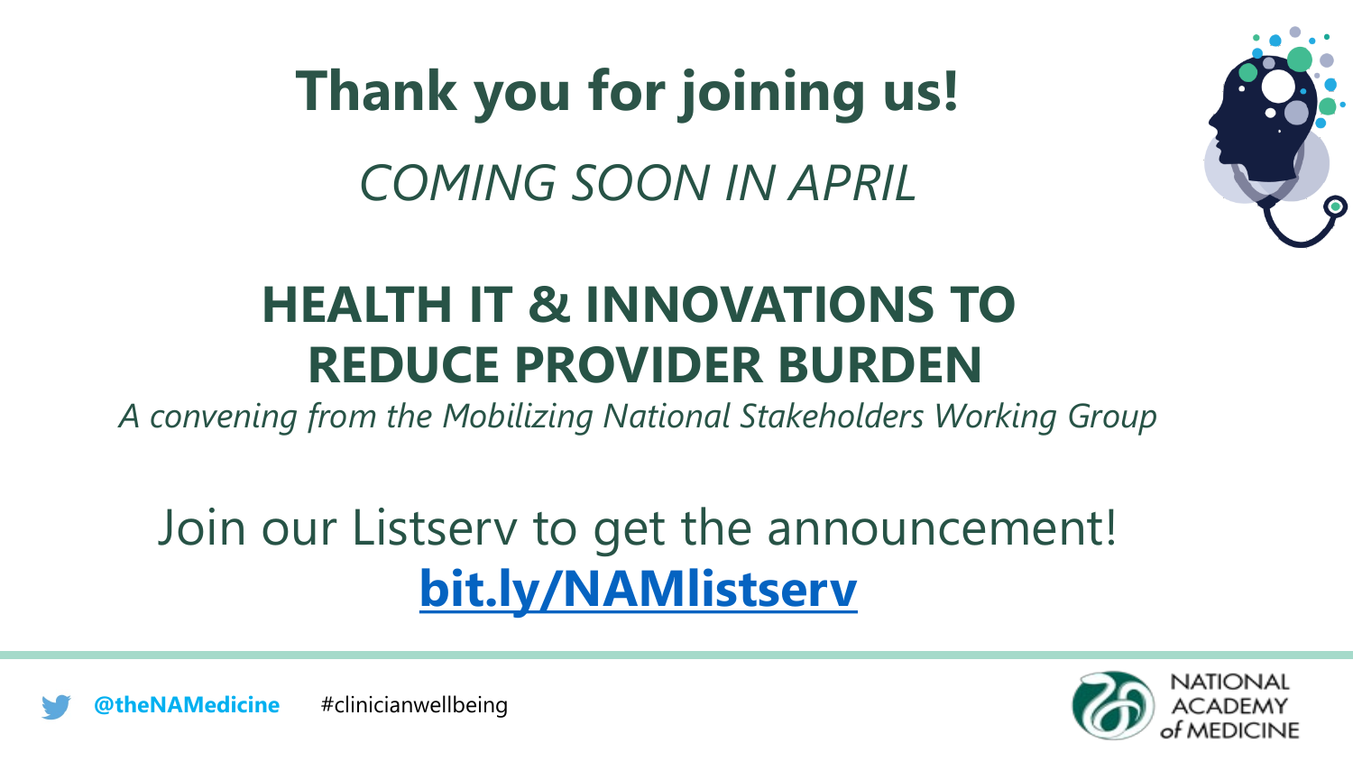# Thank you for joining us!

*COMING SOON IN APRIL*

## HEALTH IT & INNOVATIONS TO REDUCE PROVIDER BURDEN

*A convening from the Mobilizing National Stakeholders Working Group*

Join our Listserv to get the announcement!

**bit.ly/NAMlistserv**

**@theNAMedicine** #clinicianwellbeing

NATIONAL ACADEMY of MEDICINE